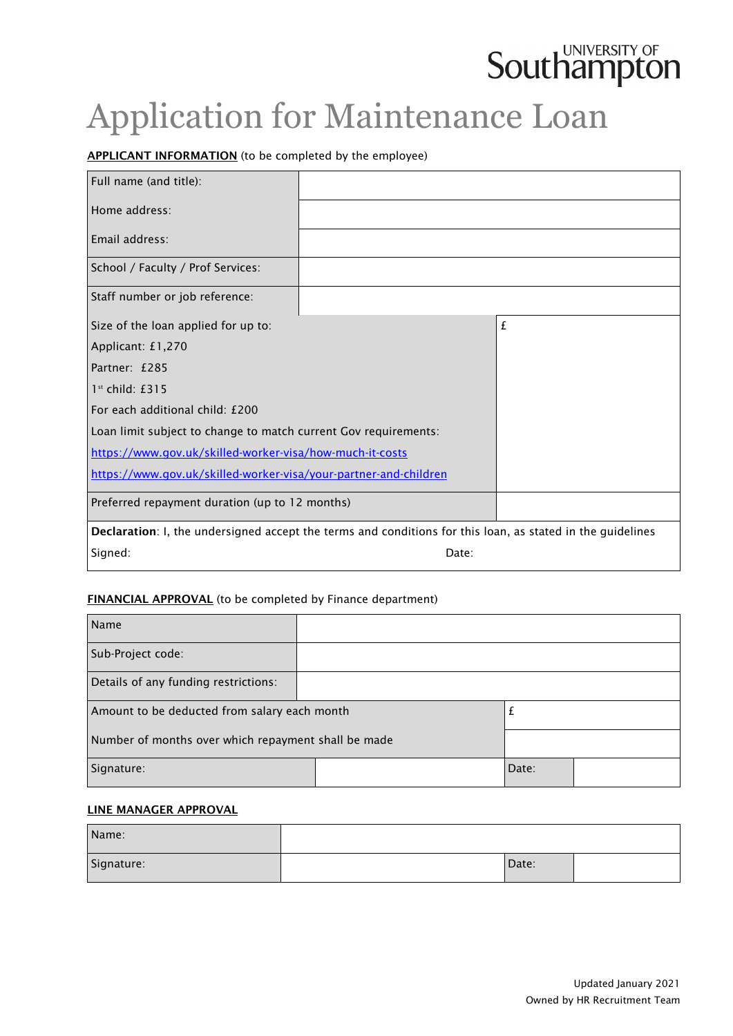University of Southampton

# Application for Maintenance Loan

**APPLICANT INFORMATION** (to be completed by the employee)

| | |
|---|---|
| Full name (and title): | |
| Home address: | |
| Email address: | |
| School / Faculty / Prof Services: | |
| Staff number or job reference: | |
| Size of the loan applied for up to:<br>Applicant: £1,270<br>Partner: £285<br>1st child: £315<br>For each additional child: £200<br>Loan limit subject to change to match current Gov requirements:<br>https://www.gov.uk/skilled-worker-visa/how-much-it-costs<br>https://www.gov.uk/skilled-worker-visa/your-partner-and-children | £ |
| Preferred repayment duration (up to 12 months) | |
| **Declaration**: I, the undersigned accept the terms and conditions for this loan, as stated in the guidelines<br>Signed: Date: | |

**FINANCIAL APPROVAL** (to be completed by Finance department)

| | | | |
|---|---|---|---|
| Name | | | |
| Sub-Project code: | | | |
| Details of any funding restrictions: | | | |
| Amount to be deducted from salary each month | | £ | |
| Number of months over which repayment shall be made | | | |
| Signature: | | Date: | |

**LINE MANAGER APPROVAL**

| | | | |
|---|---|---|---|
| Name: | | | |
| Signature: | | Date: | |

Updated January 2021
Owned by HR Recruitment Team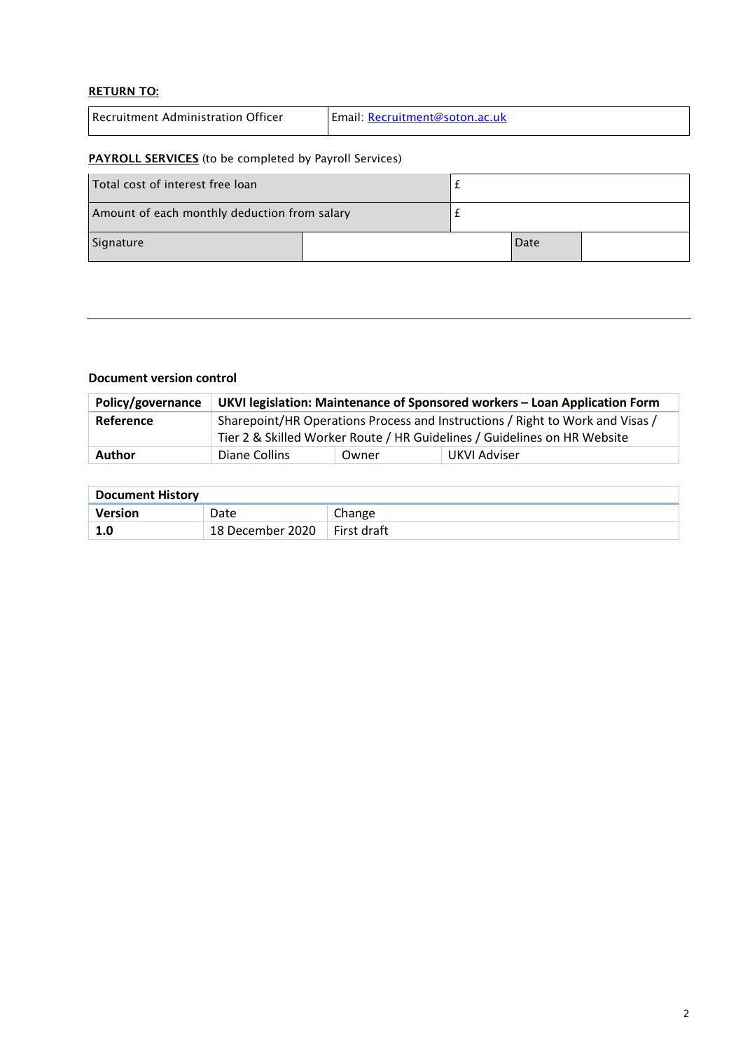**RETURN TO:**

| | |
|---|---|
| Recruitment Administration Officer | Email: Recruitment@soton.ac.uk |

**PAYROLL SERVICES** (to be completed by Payroll Services)

| | | | |
|---|---|---|---|
| Total cost of interest free loan | | £ | |
| Amount of each monthly deduction from salary | | £ | |
| Signature | | Date | |

---

**Document version control**

| | | | |
|---|---|---|---|
| **Policy/governance** | **UKVI legislation: Maintenance of Sponsored workers – Loan Application Form** | | |
| **Reference** | Sharepoint/HR Operations Process and Instructions / Right to Work and Visas / Tier 2 & Skilled Worker Route / HR Guidelines / Guidelines on HR Website | | |
| **Author** | Diane Collins | Owner | UKVI Adviser |

| **Document History** | | |
|---|---|---|
| **Version** | Date | Change |
| **1.0** | 18 December 2020 | First draft |